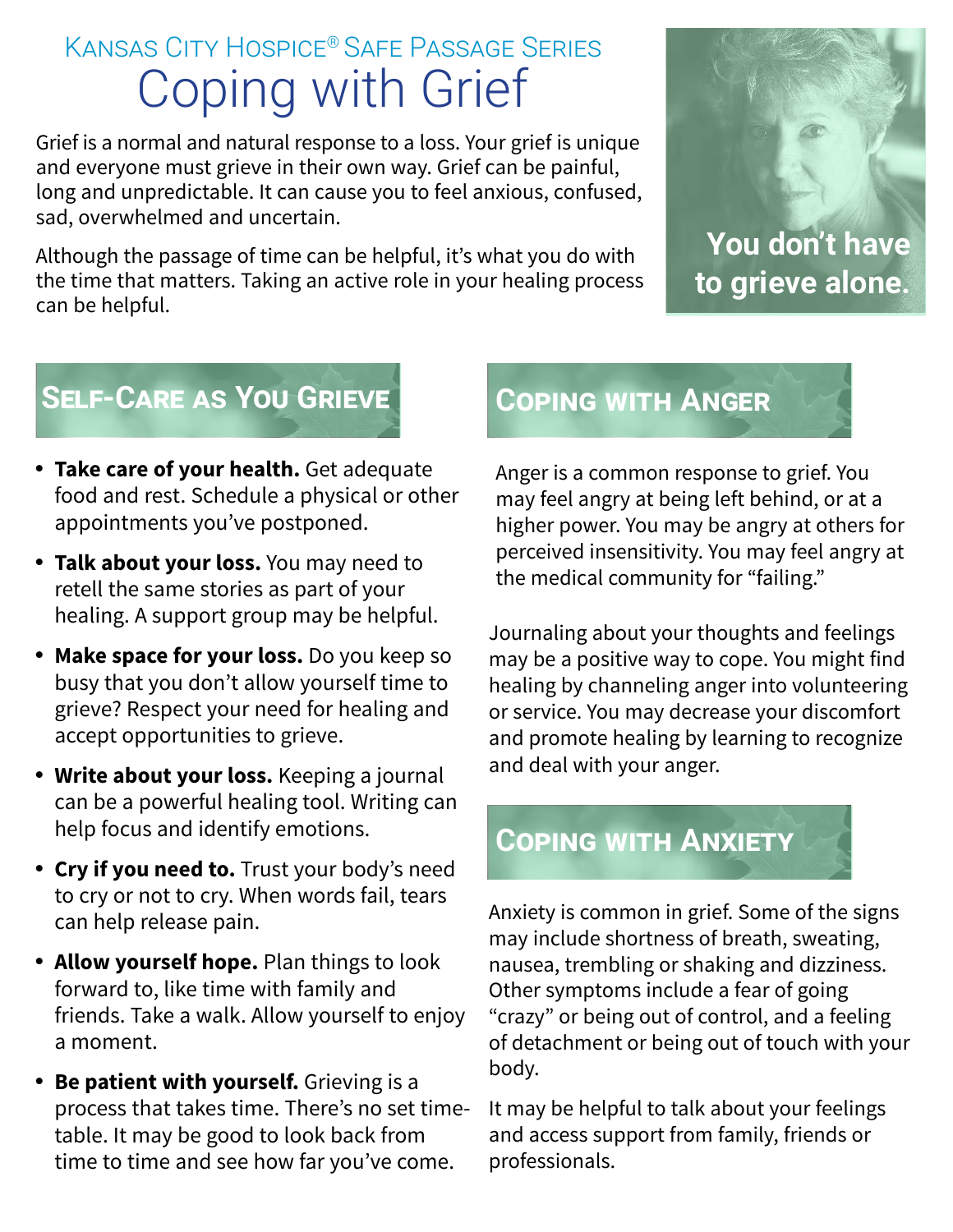Kansas City Hospice® Safe Passage Series

# Coping with Grief

Grief is a normal and natural response to a loss. Your grief is unique and everyone must grieve in their own way. Grief can be painful, long and unpredictable. It can cause you to feel anxious, confused, sad, overwhelmed and uncertain.

Although the passage of time can be helpful, it's what you do with the time that matters. Taking an active role in your healing process can be helpful.

**You don't have to grieve alone.**

## Self-Care as You Grieve

- **Take care of your health.** Get adequate food and rest. Schedule a physical or other appointments you've postponed.
- **Talk about your loss.** You may need to retell the same stories as part of your healing. A support group may be helpful.
- **Make space for your loss.** Do you keep so busy that you don't allow yourself time to grieve? Respect your need for healing and accept opportunities to grieve.
- **Write about your loss.** Keeping a journal can be a powerful healing tool. Writing can help focus and identify emotions.
- **Cry if you need to.** Trust your body's need to cry or not to cry. When words fail, tears can help release pain.
- **Allow yourself hope.** Plan things to look forward to, like time with family and friends. Take a walk. Allow yourself to enjoy a moment.
- **Be patient with yourself.** Grieving is a process that takes time. There's no set timetable. It may be good to look back from time to time and see how far you've come.

## Coping with Anger

Anger is a common response to grief. You may feel angry at being left behind, or at a higher power. You may be angry at others for perceived insensitivity. You may feel angry at the medical community for "failing."

Journaling about your thoughts and feelings may be a positive way to cope. You might find healing by channeling anger into volunteering or service. You may decrease your discomfort and promote healing by learning to recognize and deal with your anger.

## Coping with Anxiety

Anxiety is common in grief. Some of the signs may include shortness of breath, sweating, nausea, trembling or shaking and dizziness. Other symptoms include a fear of going "crazy" or being out of control, and a feeling of detachment or being out of touch with your body.

It may be helpful to talk about your feelings and access support from family, friends or professionals.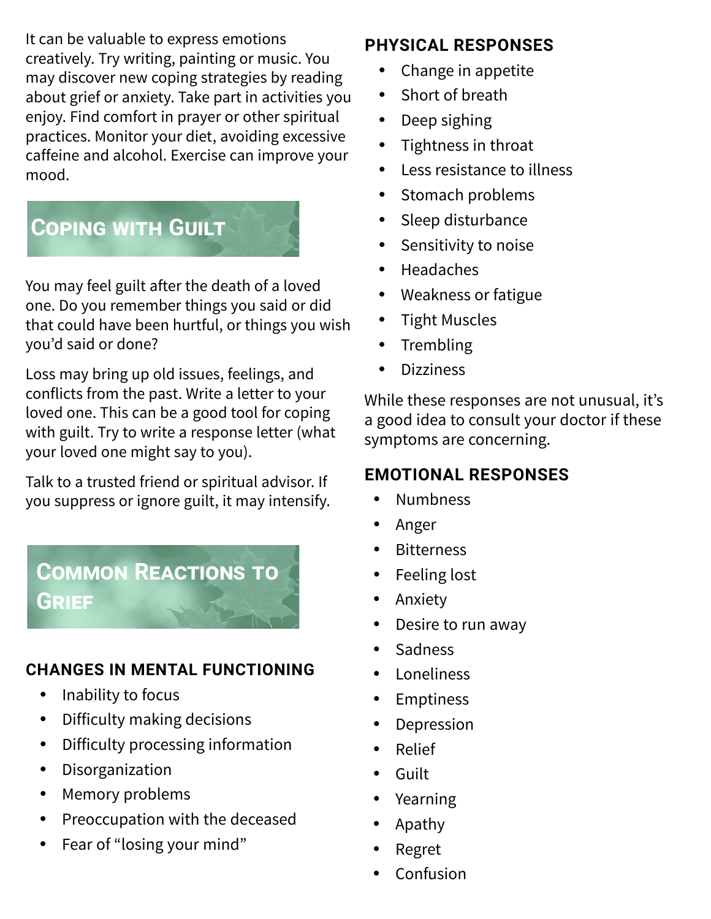It can be valuable to express emotions creatively. Try writing, painting or music. You may discover new coping strategies by reading about grief or anxiety. Take part in activities you enjoy. Find comfort in prayer or other spiritual practices. Monitor your diet, avoiding excessive caffeine and alcohol. Exercise can improve your mood.

## Coping with Guilt

You may feel guilt after the death of a loved one. Do you remember things you said or did that could have been hurtful, or things you wish you'd said or done?

Loss may bring up old issues, feelings, and conflicts from the past. Write a letter to your loved one. This can be a good tool for coping with guilt. Try to write a response letter (what your loved one might say to you).

Talk to a trusted friend or spiritual advisor. If you suppress or ignore guilt, it may intensify.

## Common Reactions to Grief

### CHANGES IN MENTAL FUNCTIONING

- Inability to focus
- Difficulty making decisions
- Difficulty processing information
- Disorganization
- Memory problems
- Preoccupation with the deceased
- Fear of "losing your mind"

### PHYSICAL RESPONSES

- Change in appetite
- Short of breath
- Deep sighing
- Tightness in throat
- Less resistance to illness
- Stomach problems
- Sleep disturbance
- Sensitivity to noise
- Headaches
- Weakness or fatigue
- Tight Muscles
- Trembling
- Dizziness

While these responses are not unusual, it's a good idea to consult your doctor if these symptoms are concerning.

### EMOTIONAL RESPONSES

- Numbness
- Anger
- Bitterness
- Feeling lost
- Anxiety
- Desire to run away
- Sadness
- Loneliness
- Emptiness
- Depression
- Relief
- Guilt
- Yearning
- Apathy
- Regret
- Confusion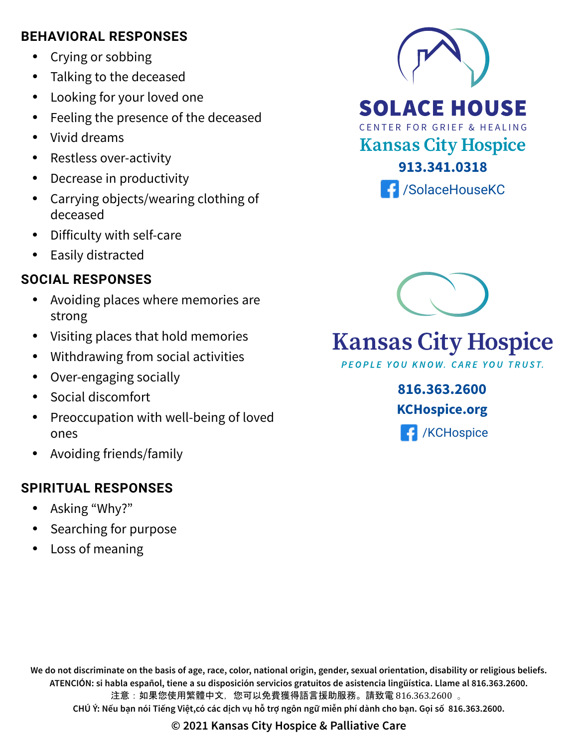## BEHAVIORAL RESPONSES

- Crying or sobbing
- Talking to the deceased
- Looking for your loved one
- Feeling the presence of the deceased
- Vivid dreams
- Restless over-activity
- Decrease in productivity
- Carrying objects/wearing clothing of deceased
- Difficulty with self-care
- Easily distracted

## SOCIAL RESPONSES

- Avoiding places where memories are strong
- Visiting places that hold memories
- Withdrawing from social activities
- Over-engaging socially
- Social discomfort
- Preoccupation with well-being of loved ones
- Avoiding friends/family

## SPIRITUAL RESPONSES

- Asking "Why?"
- Searching for purpose
- Loss of meaning

**SOLACE HOUSE**
CENTER FOR GRIEF & HEALING
Kansas City Hospice
**913.341.0318**
/SolaceHouseKC

**Kansas City Hospice**
*PEOPLE YOU KNOW. CARE YOU TRUST.*
**816.363.2600**
**KCHospice.org**
/KCHospice

**We do not discriminate on the basis of age, race, color, national origin, gender, sexual orientation, disability or religious beliefs.**
**ATENCIÓN: si habla español, tiene a su disposición servicios gratuitos de asistencia lingüística. Llame al 816.363.2600.**
注意：如果您使用繁體中文，您可以免費獲得語言援助服務。請致電 816.363.2600 。
**CHÚ Ý: Nếu bạn nói Tiếng Việt,có các dịch vụ hỗ trợ ngôn ngữ miễn phí dành cho bạn. Gọi số 816.363.2600.**

**© 2021 Kansas City Hospice & Palliative Care**